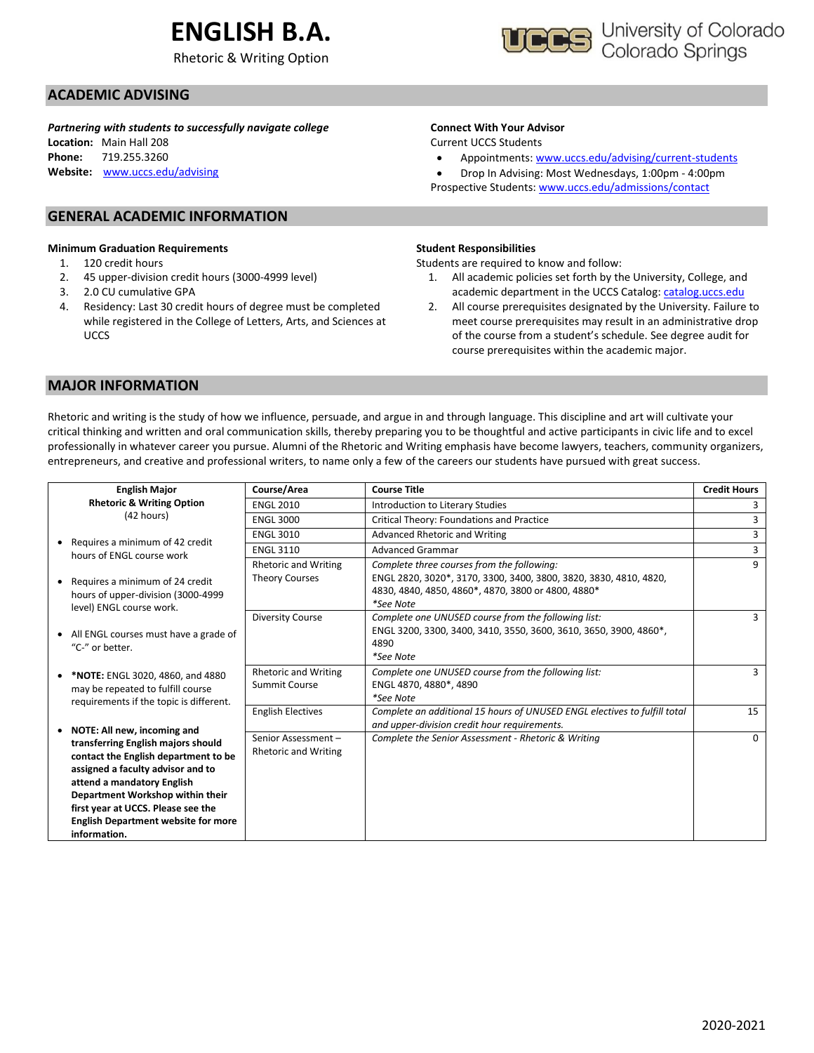# ENGLISH B.A.

Rhetoric & Writing Option

University of Colorado Colorado Springs

## ACADEMIC ADVISING

***Partnering with students to successfully navigate college***

**Location:** Main Hall 208
**Phone:** 719.255.3260
**Website:** www.uccs.edu/advising

**Connect With Your Advisor**

Current UCCS Students

- Appointments: www.uccs.edu/advising/current-students
- Drop In Advising: Most Wednesdays, 1:00pm - 4:00pm

Prospective Students: www.uccs.edu/admissions/contact

## GENERAL ACADEMIC INFORMATION

**Minimum Graduation Requirements**

1. 120 credit hours
2. 45 upper-division credit hours (3000-4999 level)
3. 2.0 CU cumulative GPA
4. Residency: Last 30 credit hours of degree must be completed while registered in the College of Letters, Arts, and Sciences at UCCS

**Student Responsibilities**

Students are required to know and follow:

1. All academic policies set forth by the University, College, and academic department in the UCCS Catalog: catalog.uccs.edu
2. All course prerequisites designated by the University. Failure to meet course prerequisites may result in an administrative drop of the course from a student's schedule. See degree audit for course prerequisites within the academic major.

## MAJOR INFORMATION

Rhetoric and writing is the study of how we influence, persuade, and argue in and through language. This discipline and art will cultivate your critical thinking and written and oral communication skills, thereby preparing you to be thoughtful and active participants in civic life and to excel professionally in whatever career you pursue. Alumni of the Rhetoric and Writing emphasis have become lawyers, teachers, community organizers, entrepreneurs, and creative and professional writers, to name only a few of the careers our students have pursued with great success.

**English Major**
**Rhetoric & Writing Option**
(42 hours)

- Requires a minimum of 42 credit hours of ENGL course work
- Requires a minimum of 24 credit hours of upper-division (3000-4999 level) ENGL course work.
- All ENGL courses must have a grade of "C-" or better.
- ***NOTE:** ENGL 3020, 4860, and 4880 may be repeated to fulfill course requirements if the topic is different.
- **NOTE: All new, incoming and transferring English majors should contact the English department to be assigned a faculty advisor and to attend a mandatory English Department Workshop within their first year at UCCS. Please see the English Department website for more information.**

| Course/Area | Course Title | Credit Hours |
|---|---|---|
| ENGL 2010 | Introduction to Literary Studies | 3 |
| ENGL 3000 | Critical Theory: Foundations and Practice | 3 |
| ENGL 3010 | Advanced Rhetoric and Writing | 3 |
| ENGL 3110 | Advanced Grammar | 3 |
| Rhetoric and Writing Theory Courses | *Complete three courses from the following:* ENGL 2820, 3020*, 3170, 3300, 3400, 3800, 3820, 3830, 4810, 4820, 4830, 4840, 4850, 4860*, 4870, 3800 or 4800, 4880* *\*See Note* | 9 |
| Diversity Course | *Complete one UNUSED course from the following list:* ENGL 3200, 3300, 3400, 3410, 3550, 3600, 3610, 3650, 3900, 4860*, 4890 *\*See Note* | 3 |
| Rhetoric and Writing Summit Course | *Complete one UNUSED course from the following list:* ENGL 4870, 4880*, 4890 *\*See Note* | 3 |
| English Electives | *Complete an additional 15 hours of UNUSED ENGL electives to fulfill total and upper-division credit hour requirements.* | 15 |
| Senior Assessment – Rhetoric and Writing | *Complete the Senior Assessment - Rhetoric & Writing* | 0 |

2020-2021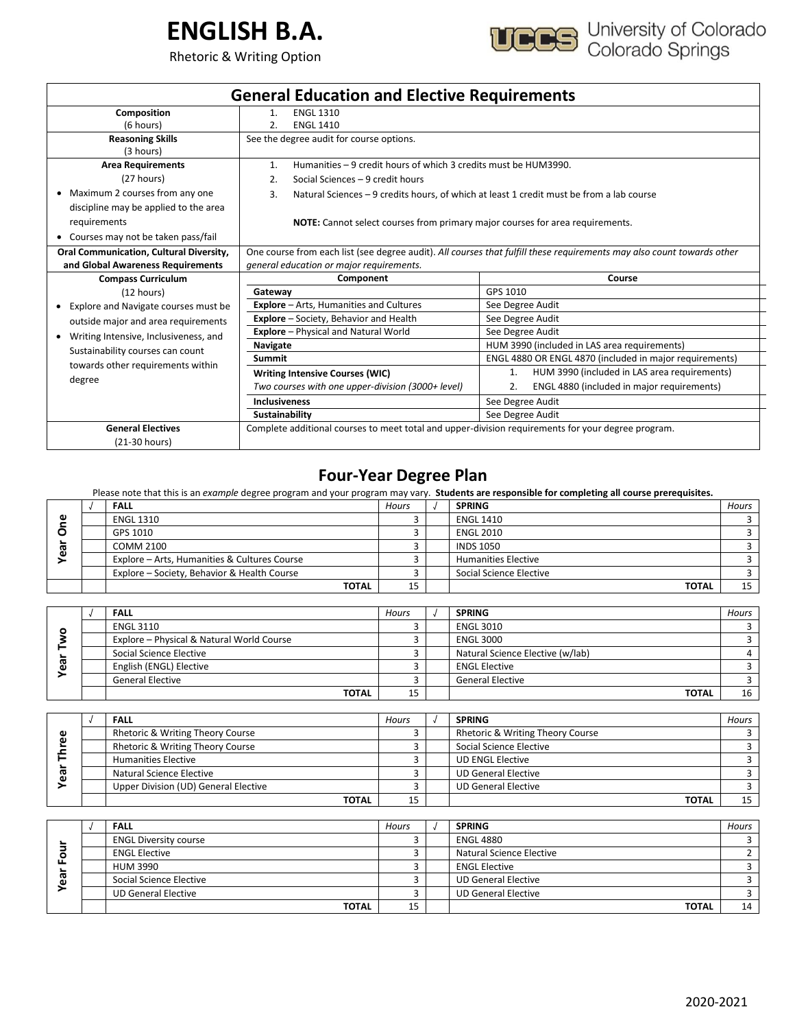# ENGLISH B.A.

Rhetoric & Writing Option

University of Colorado Colorado Springs

## General Education and Elective Requirements

| | |
|---|---|
| **Composition** (6 hours) | 1. ENGL 1310<br>2. ENGL 1410 |
| **Reasoning Skills** (3 hours) | See the degree audit for course options. |
| **Area Requirements** (27 hours)<br>• Maximum 2 courses from any one discipline may be applied to the area requirements<br>• Courses may not be taken pass/fail | 1. Humanities – 9 credit hours of which 3 credits must be HUM3990.<br>2. Social Sciences – 9 credit hours<br>3. Natural Sciences – 9 credits hours, of which at least 1 credit must be from a lab course<br><br>**NOTE:** Cannot select courses from primary major courses for area requirements. |
| **Oral Communication, Cultural Diversity, and Global Awareness Requirements** | One course from each list (see degree audit). *All courses that fulfill these requirements may also count towards other general education or major requirements.* |
| **Compass Curriculum** (12 hours)<br>• Explore and Navigate courses must be outside major and area requirements<br>• Writing Intensive, Inclusiveness, and Sustainability courses can count towards other requirements within degree | See Compass Curriculum table below |
| **General Electives** (21-30 hours) | Complete additional courses to meet total and upper-division requirements for your degree program. |

**Compass Curriculum**

| Component | Course |
|---|---|
| **Gateway** | GPS 1010 |
| **Explore** – Arts, Humanities and Cultures | See Degree Audit |
| **Explore** – Society, Behavior and Health | See Degree Audit |
| **Explore** – Physical and Natural World | See Degree Audit |
| **Navigate** | HUM 3990 (included in LAS area requirements) |
| **Summit** | ENGL 4880 OR ENGL 4870 (included in major requirements) |
| **Writing Intensive Courses (WIC)**<br>*Two courses with one upper-division (3000+ level)* | 1. HUM 3990 (included in LAS area requirements)<br>2. ENGL 4880 (included in major requirements) |
| **Inclusiveness** | See Degree Audit |
| **Sustainability** | See Degree Audit |

## Four-Year Degree Plan

Please note that this is an *example* degree program and your program may vary. **Students are responsible for completing all course prerequisites.**

**Year One**

| √ | FALL | Hours | √ | SPRING | Hours |
|---|---|---|---|---|---|
| | ENGL 1310 | 3 | | ENGL 1410 | 3 |
| | GPS 1010 | 3 | | ENGL 2010 | 3 |
| | COMM 2100 | 3 | | INDS 1050 | 3 |
| | Explore – Arts, Humanities & Cultures Course | 3 | | Humanities Elective | 3 |
| | Explore – Society, Behavior & Health Course | 3 | | Social Science Elective | 3 |
| | **TOTAL** | 15 | | **TOTAL** | 15 |

**Year Two**

| √ | FALL | Hours | √ | SPRING | Hours |
|---|---|---|---|---|---|
| | ENGL 3110 | 3 | | ENGL 3010 | 3 |
| | Explore – Physical & Natural World Course | 3 | | ENGL 3000 | 3 |
| | Social Science Elective | 3 | | Natural Science Elective (w/lab) | 4 |
| | English (ENGL) Elective | 3 | | ENGL Elective | 3 |
| | General Elective | 3 | | General Elective | 3 |
| | **TOTAL** | 15 | | **TOTAL** | 16 |

**Year Three**

| √ | FALL | Hours | √ | SPRING | Hours |
|---|---|---|---|---|---|
| | Rhetoric & Writing Theory Course | 3 | | Rhetoric & Writing Theory Course | 3 |
| | Rhetoric & Writing Theory Course | 3 | | Social Science Elective | 3 |
| | Humanities Elective | 3 | | UD ENGL Elective | 3 |
| | Natural Science Elective | 3 | | UD General Elective | 3 |
| | Upper Division (UD) General Elective | 3 | | UD General Elective | 3 |
| | **TOTAL** | 15 | | **TOTAL** | 15 |

**Year Four**

| √ | FALL | Hours | √ | SPRING | Hours |
|---|---|---|---|---|---|
| | ENGL Diversity course | 3 | | ENGL 4880 | 3 |
| | ENGL Elective | 3 | | Natural Science Elective | 2 |
| | HUM 3990 | 3 | | ENGL Elective | 3 |
| | Social Science Elective | 3 | | UD General Elective | 3 |
| | UD General Elective | 3 | | UD General Elective | 3 |
| | **TOTAL** | 15 | | **TOTAL** | 14 |

2020-2021